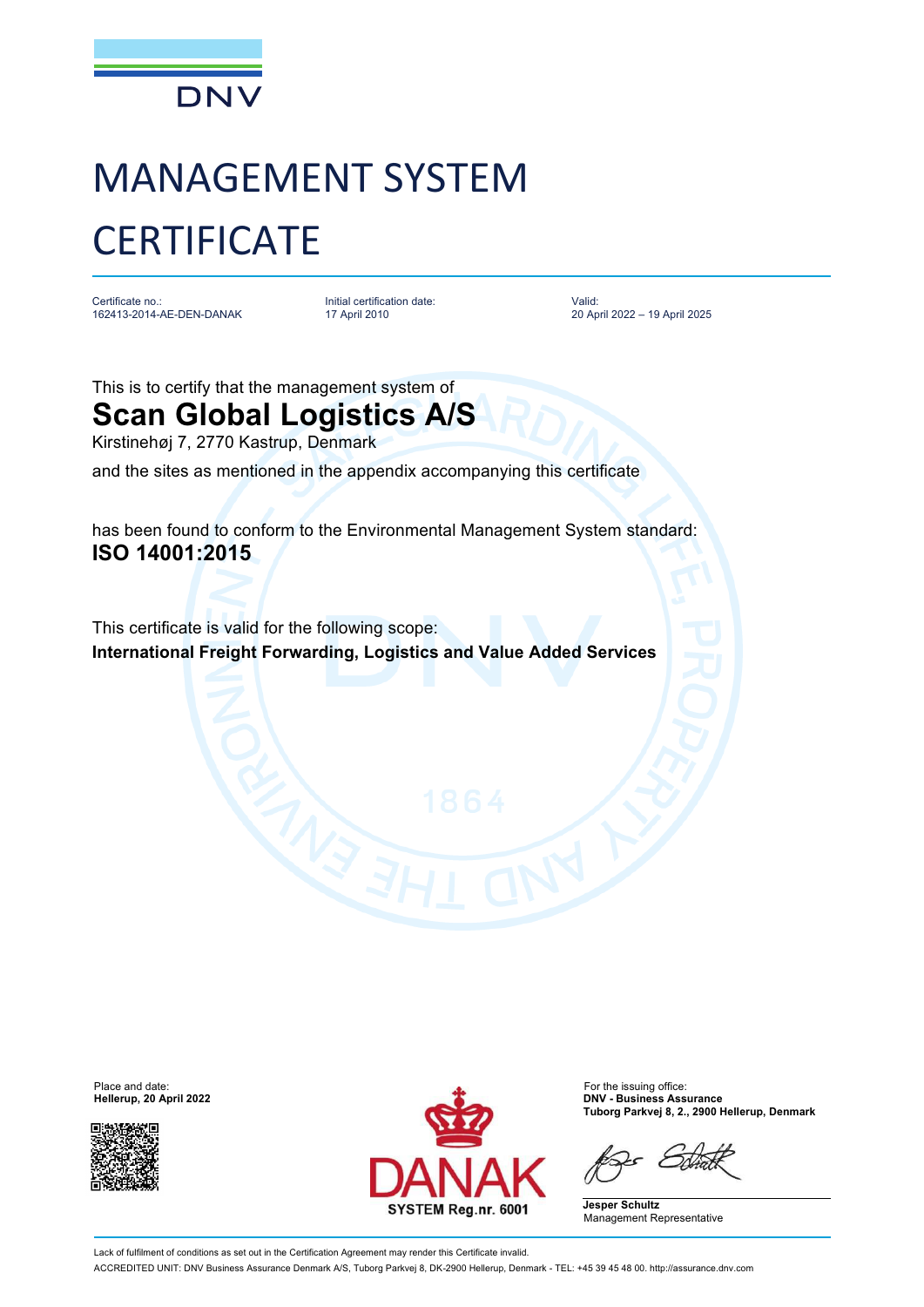# MANAGEMENT SYSTEM CERTIFICATE

Certificate no.:
162413-2014-AE-DEN-DANAK

Initial certification date:
17 April 2010

Valid:
20 April 2022 – 19 April 2025

This is to certify that the management system of

## Scan Global Logistics A/S

Kirstinehøj 7, 2770 Kastrup, Denmark

and the sites as mentioned in the appendix accompanying this certificate

has been found to conform to the Environmental Management System standard:

**ISO 14001:2015**

This certificate is valid for the following scope:

**International Freight Forwarding, Logistics and Value Added Services**

Place and date:
**Hellerup, 20 April 2022**

DANAK
SYSTEM Reg.nr. 6001

For the issuing office:
**DNV - Business Assurance**
**Tuborg Parkvej 8, 2., 2900 Hellerup, Denmark**

**Jesper Schultz**
Management Representative

Lack of fulfilment of conditions as set out in the Certification Agreement may render this Certificate invalid.

ACCREDITED UNIT: DNV Business Assurance Denmark A/S, Tuborg Parkvej 8, DK-2900 Hellerup, Denmark - TEL: +45 39 45 48 00. http://assurance.dnv.com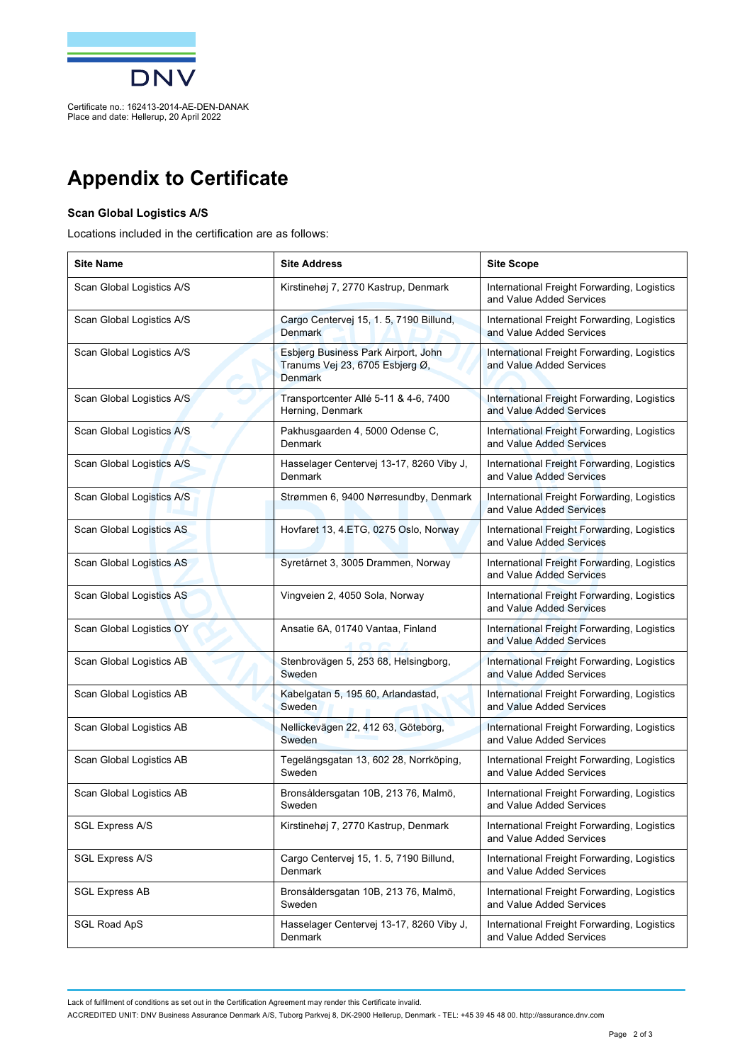Certificate no.: 162413-2014-AE-DEN-DANAK
Place and date: Hellerup, 20 April 2022

# Appendix to Certificate

### Scan Global Logistics A/S

Locations included in the certification are as follows:

| Site Name | Site Address | Site Scope |
|---|---|---|
| Scan Global Logistics A/S | Kirstinehøj 7, 2770 Kastrup, Denmark | International Freight Forwarding, Logistics and Value Added Services |
| Scan Global Logistics A/S | Cargo Centervej 15, 1. 5, 7190 Billund, Denmark | International Freight Forwarding, Logistics and Value Added Services |
| Scan Global Logistics A/S | Esbjerg Business Park Airport, John Tranums Vej 23, 6705 Esbjerg Ø, Denmark | International Freight Forwarding, Logistics and Value Added Services |
| Scan Global Logistics A/S | Transportcenter Allé 5-11 & 4-6, 7400 Herning, Denmark | International Freight Forwarding, Logistics and Value Added Services |
| Scan Global Logistics A/S | Pakhusgaarden 4, 5000 Odense C, Denmark | International Freight Forwarding, Logistics and Value Added Services |
| Scan Global Logistics A/S | Hasselager Centervej 13-17, 8260 Viby J, Denmark | International Freight Forwarding, Logistics and Value Added Services |
| Scan Global Logistics A/S | Strømmen 6, 9400 Nørresundby, Denmark | International Freight Forwarding, Logistics and Value Added Services |
| Scan Global Logistics AS | Hovfaret 13, 4.ETG, 0275 Oslo, Norway | International Freight Forwarding, Logistics and Value Added Services |
| Scan Global Logistics AS | Syretårnet 3, 3005 Drammen, Norway | International Freight Forwarding, Logistics and Value Added Services |
| Scan Global Logistics AS | Vingveien 2, 4050 Sola, Norway | International Freight Forwarding, Logistics and Value Added Services |
| Scan Global Logistics OY | Ansatie 6A, 01740 Vantaa, Finland | International Freight Forwarding, Logistics and Value Added Services |
| Scan Global Logistics AB | Stenbrovägen 5, 253 68, Helsingborg, Sweden | International Freight Forwarding, Logistics and Value Added Services |
| Scan Global Logistics AB | Kabelgatan 5, 195 60, Arlandastad, Sweden | International Freight Forwarding, Logistics and Value Added Services |
| Scan Global Logistics AB | Nellickevägen 22, 412 63, Göteborg, Sweden | International Freight Forwarding, Logistics and Value Added Services |
| Scan Global Logistics AB | Tegelängsgatan 13, 602 28, Norrköping, Sweden | International Freight Forwarding, Logistics and Value Added Services |
| Scan Global Logistics AB | Bronsåldersgatan 10B, 213 76, Malmö, Sweden | International Freight Forwarding, Logistics and Value Added Services |
| SGL Express A/S | Kirstinehøj 7, 2770 Kastrup, Denmark | International Freight Forwarding, Logistics and Value Added Services |
| SGL Express A/S | Cargo Centervej 15, 1. 5, 7190 Billund, Denmark | International Freight Forwarding, Logistics and Value Added Services |
| SGL Express AB | Bronsåldersgatan 10B, 213 76, Malmö, Sweden | International Freight Forwarding, Logistics and Value Added Services |
| SGL Road ApS | Hasselager Centervej 13-17, 8260 Viby J, Denmark | International Freight Forwarding, Logistics and Value Added Services |

Lack of fulfilment of conditions as set out in the Certification Agreement may render this Certificate invalid.

ACCREDITED UNIT: DNV Business Assurance Denmark A/S, Tuborg Parkvej 8, DK-2900 Hellerup, Denmark - TEL: +45 39 45 48 00. http://assurance.dnv.com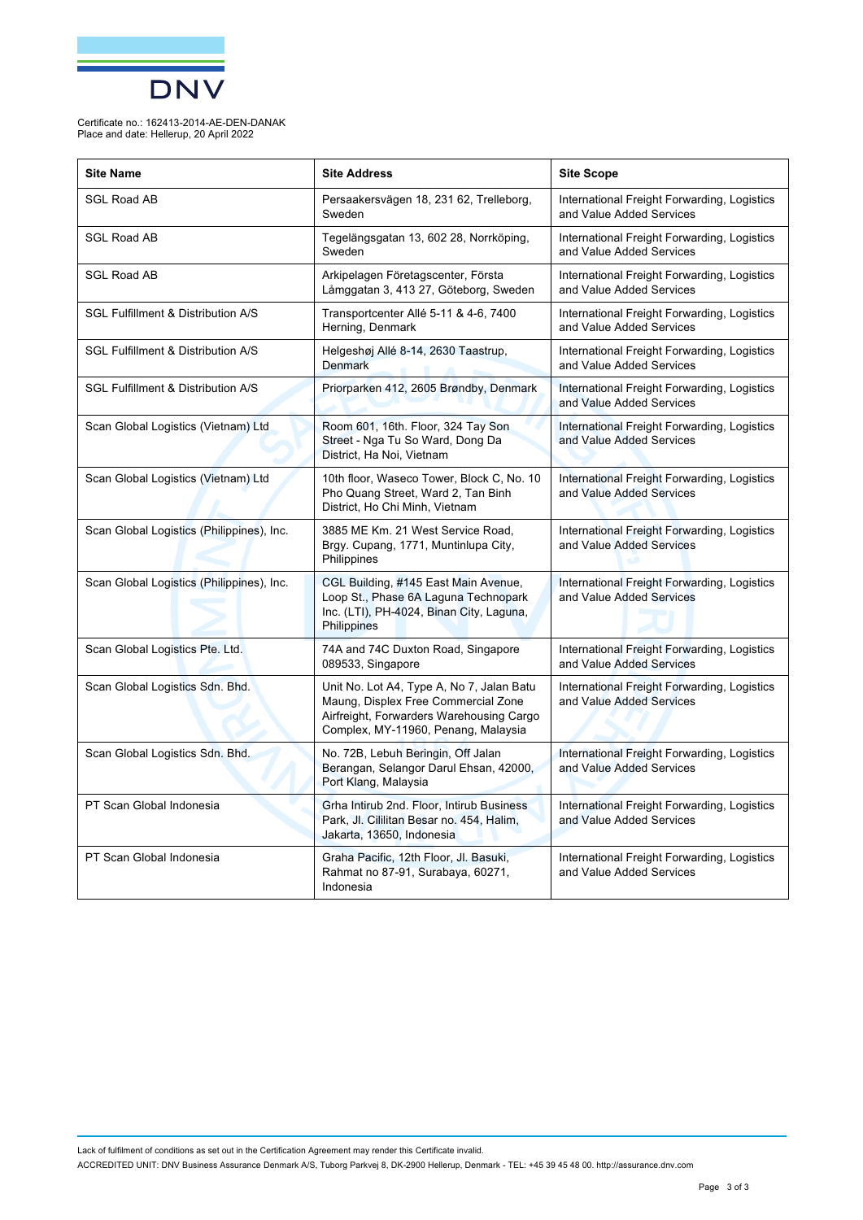Certificate no.: 162413-2014-AE-DEN-DANAK
Place and date: Hellerup, 20 April 2022

| Site Name | Site Address | Site Scope |
|---|---|---|
| SGL Road AB | Persaakersvägen 18, 231 62, Trelleborg, Sweden | International Freight Forwarding, Logistics and Value Added Services |
| SGL Road AB | Tegelängsgatan 13, 602 28, Norrköping, Sweden | International Freight Forwarding, Logistics and Value Added Services |
| SGL Road AB | Arkipelagen Företagscenter, Första Långgatan 3, 413 27, Göteborg, Sweden | International Freight Forwarding, Logistics and Value Added Services |
| SGL Fulfillment & Distribution A/S | Transportcenter Allé 5-11 & 4-6, 7400 Herning, Denmark | International Freight Forwarding, Logistics and Value Added Services |
| SGL Fulfillment & Distribution A/S | Helgeshøj Allé 8-14, 2630 Taastrup, Denmark | International Freight Forwarding, Logistics and Value Added Services |
| SGL Fulfillment & Distribution A/S | Priorparken 412, 2605 Brøndby, Denmark | International Freight Forwarding, Logistics and Value Added Services |
| Scan Global Logistics (Vietnam) Ltd | Room 601, 16th. Floor, 324 Tay Son Street - Nga Tu So Ward, Dong Da District, Ha Noi, Vietnam | International Freight Forwarding, Logistics and Value Added Services |
| Scan Global Logistics (Vietnam) Ltd | 10th floor, Waseco Tower, Block C, No. 10 Pho Quang Street, Ward 2, Tan Binh District, Ho Chi Minh, Vietnam | International Freight Forwarding, Logistics and Value Added Services |
| Scan Global Logistics (Philippines), Inc. | 3885 ME Km. 21 West Service Road, Brgy. Cupang, 1771, Muntinlupa City, Philippines | International Freight Forwarding, Logistics and Value Added Services |
| Scan Global Logistics (Philippines), Inc. | CGL Building, #145 East Main Avenue, Loop St., Phase 6A Laguna Technopark Inc. (LTI), PH-4024, Binan City, Laguna, Philippines | International Freight Forwarding, Logistics and Value Added Services |
| Scan Global Logistics Pte. Ltd. | 74A and 74C Duxton Road, Singapore 089533, Singapore | International Freight Forwarding, Logistics and Value Added Services |
| Scan Global Logistics Sdn. Bhd. | Unit No. Lot A4, Type A, No 7, Jalan Batu Maung, Displex Free Commercial Zone Airfreight, Forwarders Warehousing Cargo Complex, MY-11960, Penang, Malaysia | International Freight Forwarding, Logistics and Value Added Services |
| Scan Global Logistics Sdn. Bhd. | No. 72B, Lebuh Beringin, Off Jalan Berangan, Selangor Darul Ehsan, 42000, Port Klang, Malaysia | International Freight Forwarding, Logistics and Value Added Services |
| PT Scan Global Indonesia | Grha Intirub 2nd. Floor, Intirub Business Park, Jl. Cililitan Besar no. 454, Halim, Jakarta, 13650, Indonesia | International Freight Forwarding, Logistics and Value Added Services |
| PT Scan Global Indonesia | Graha Pacific, 12th Floor, Jl. Basuki, Rahmat no 87-91, Surabaya, 60271, Indonesia | International Freight Forwarding, Logistics and Value Added Services |

Lack of fulfilment of conditions as set out in the Certification Agreement may render this Certificate invalid.

ACCREDITED UNIT: DNV Business Assurance Denmark A/S, Tuborg Parkvej 8, DK-2900 Hellerup, Denmark - TEL: +45 39 45 48 00. http://assurance.dnv.com